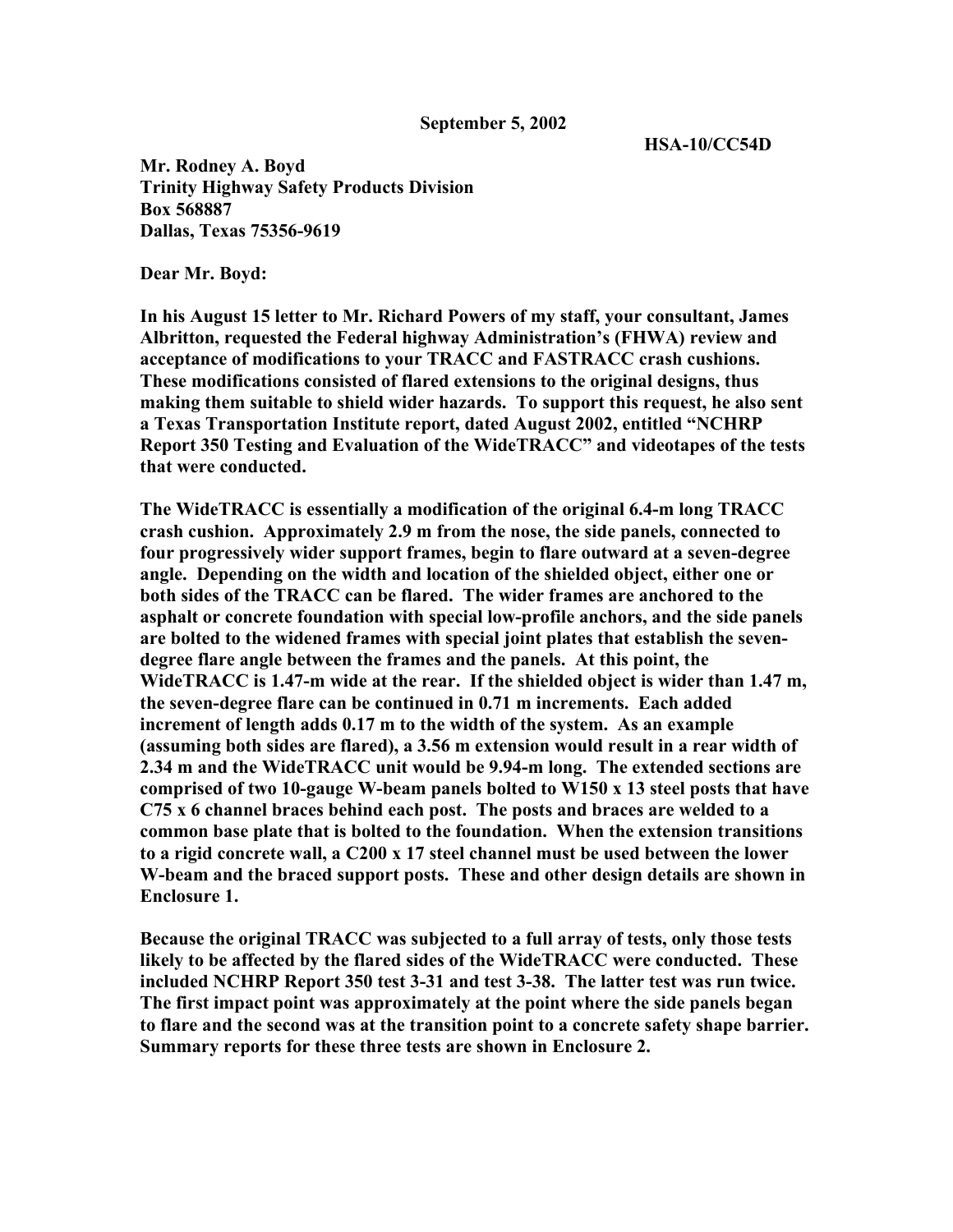**September 5, 2002**

**HSA-10/CC54D**

**Mr. Rodney A. Boyd**
**Trinity Highway Safety Products Division**
**Box 568887**
**Dallas, Texas 75356-9619**

**Dear Mr. Boyd:**

**In his August 15 letter to Mr. Richard Powers of my staff, your consultant, James Albritton, requested the Federal highway Administration's (FHWA) review and acceptance of modifications to your TRACC and FASTRACC crash cushions. These modifications consisted of flared extensions to the original designs, thus making them suitable to shield wider hazards. To support this request, he also sent a Texas Transportation Institute report, dated August 2002, entitled "NCHRP Report 350 Testing and Evaluation of the WideTRACC" and videotapes of the tests that were conducted.**

**The WideTRACC is essentially a modification of the original 6.4-m long TRACC crash cushion. Approximately 2.9 m from the nose, the side panels, connected to four progressively wider support frames, begin to flare outward at a seven-degree angle. Depending on the width and location of the shielded object, either one or both sides of the TRACC can be flared. The wider frames are anchored to the asphalt or concrete foundation with special low-profile anchors, and the side panels are bolted to the widened frames with special joint plates that establish the seven-degree flare angle between the frames and the panels. At this point, the WideTRACC is 1.47-m wide at the rear. If the shielded object is wider than 1.47 m, the seven-degree flare can be continued in 0.71 m increments. Each added increment of length adds 0.17 m to the width of the system. As an example (assuming both sides are flared), a 3.56 m extension would result in a rear width of 2.34 m and the WideTRACC unit would be 9.94-m long. The extended sections are comprised of two 10-gauge W-beam panels bolted to W150 x 13 steel posts that have C75 x 6 channel braces behind each post. The posts and braces are welded to a common base plate that is bolted to the foundation. When the extension transitions to a rigid concrete wall, a C200 x 17 steel channel must be used between the lower W-beam and the braced support posts. These and other design details are shown in Enclosure 1.**

**Because the original TRACC was subjected to a full array of tests, only those tests likely to be affected by the flared sides of the WideTRACC were conducted. These included NCHRP Report 350 test 3-31 and test 3-38. The latter test was run twice. The first impact point was approximately at the point where the side panels began to flare and the second was at the transition point to a concrete safety shape barrier. Summary reports for these three tests are shown in Enclosure 2.**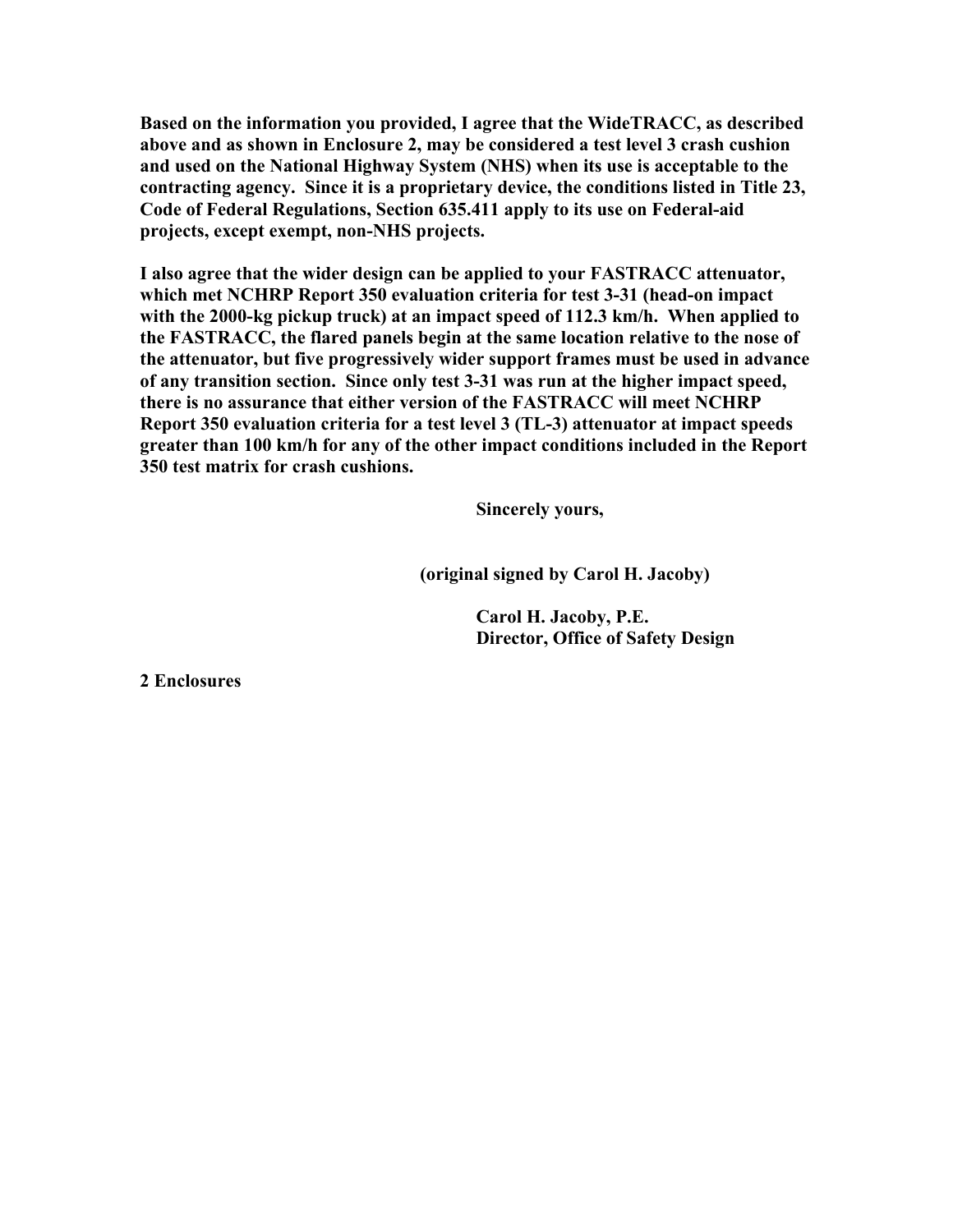**Based on the information you provided, I agree that the WideTRACC, as described above and as shown in Enclosure 2, may be considered a test level 3 crash cushion and used on the National Highway System (NHS) when its use is acceptable to the contracting agency. Since it is a proprietary device, the conditions listed in Title 23, Code of Federal Regulations, Section 635.411 apply to its use on Federal-aid projects, except exempt, non-NHS projects.**

**I also agree that the wider design can be applied to your FASTRACC attenuator, which met NCHRP Report 350 evaluation criteria for test 3-31 (head-on impact with the 2000-kg pickup truck) at an impact speed of 112.3 km/h. When applied to the FASTRACC, the flared panels begin at the same location relative to the nose of the attenuator, but five progressively wider support frames must be used in advance of any transition section. Since only test 3-31 was run at the higher impact speed, there is no assurance that either version of the FASTRACC will meet NCHRP Report 350 evaluation criteria for a test level 3 (TL-3) attenuator at impact speeds greater than 100 km/h for any of the other impact conditions included in the Report 350 test matrix for crash cushions.**

**Sincerely yours,**

**(original signed by Carol H. Jacoby)**

**Carol H. Jacoby, P.E.**
**Director, Office of Safety Design**

**2 Enclosures**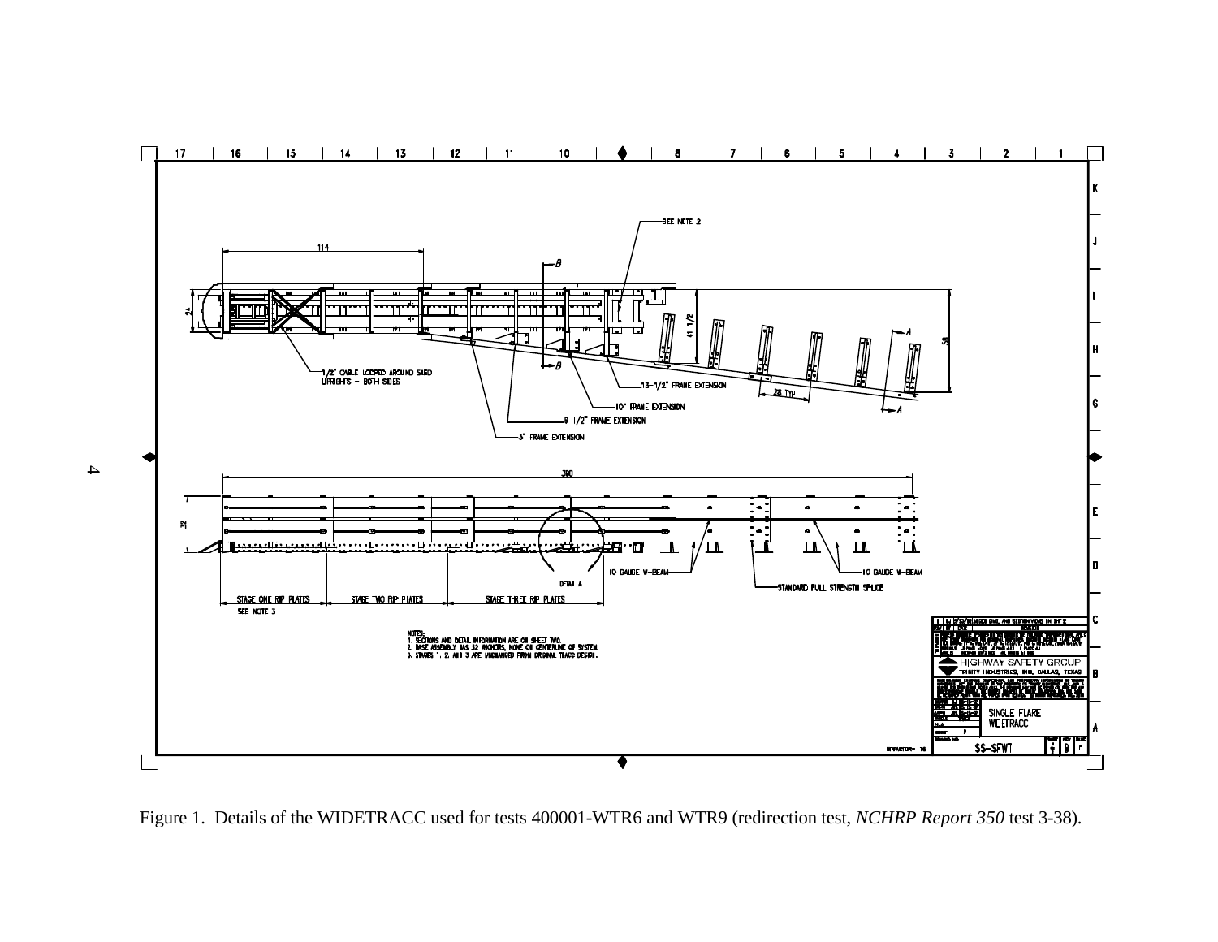SEE NOTE 2

114

B

24

41 1/2

58

A

B

A

28 TYP

1/2" CABLE LOOPED AROUND SLED UPRIGHTS – BOTH SIDES

13-1/2" FRAME EXTENSION

10" FRAME EXTENSION

6-1/2" FRAME EXTENSION

3" FRAME EXTENSION

390

32

DETAIL A

10 GAUGE W-BEAM

10 GAUGE W-BEAM

STANDARD FULL STRENGTH SPLICE

STAGE ONE RIP PLATES

SEE NOTE 3

STAGE TWO RIP PLATES

STAGE THREE RIP PLATES

NOTES:
1. SECTIONS AND DETAIL INFORMATION ARE ON SHEET TWO.
2. BASE ASSEMBLY HAS 32 ANCHORS, NONE ON CENTERLINE OF SYSTEM.
3. STAGES 1, 2, AND 3 ARE UNCHANGED FROM ORIGINAL TRACC DESIGN.

HIGHWAY SAFETY GROUP
TRINITY INDUSTRIES, INC., DALLAS, TEXAS

SINGLE FLARE
WIDETRACC

SS-SFWT

Figure 1. Details of the WIDETRACC used for tests 400001-WTR6 and WTR9 (redirection test, *NCHRP Report 350* test 3-38).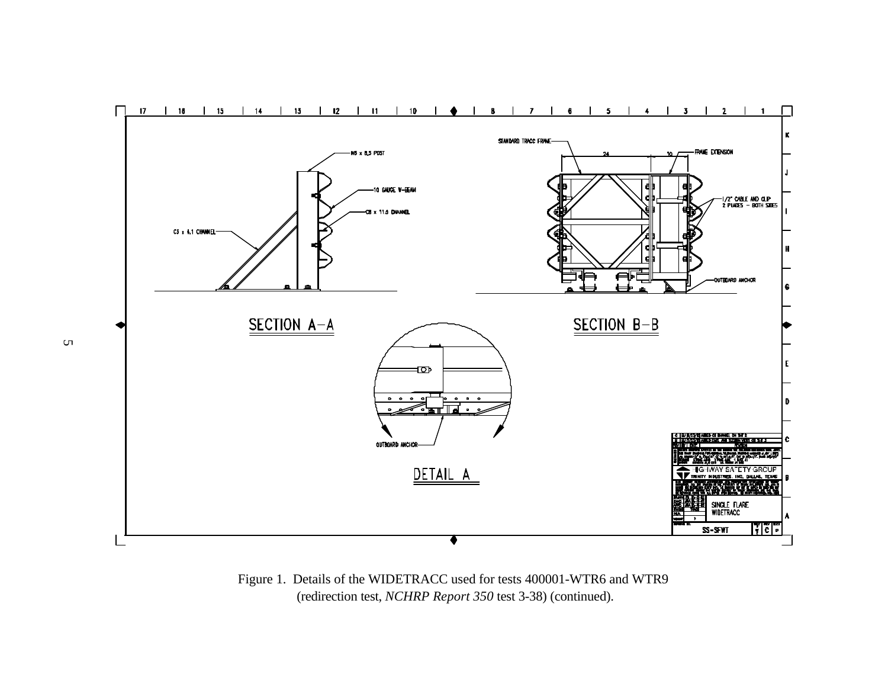Figure 1. Details of the WIDETRACC used for tests 400001-WTR6 and WTR9 (redirection test, *NCHRP Report 350* test 3-38) (continued).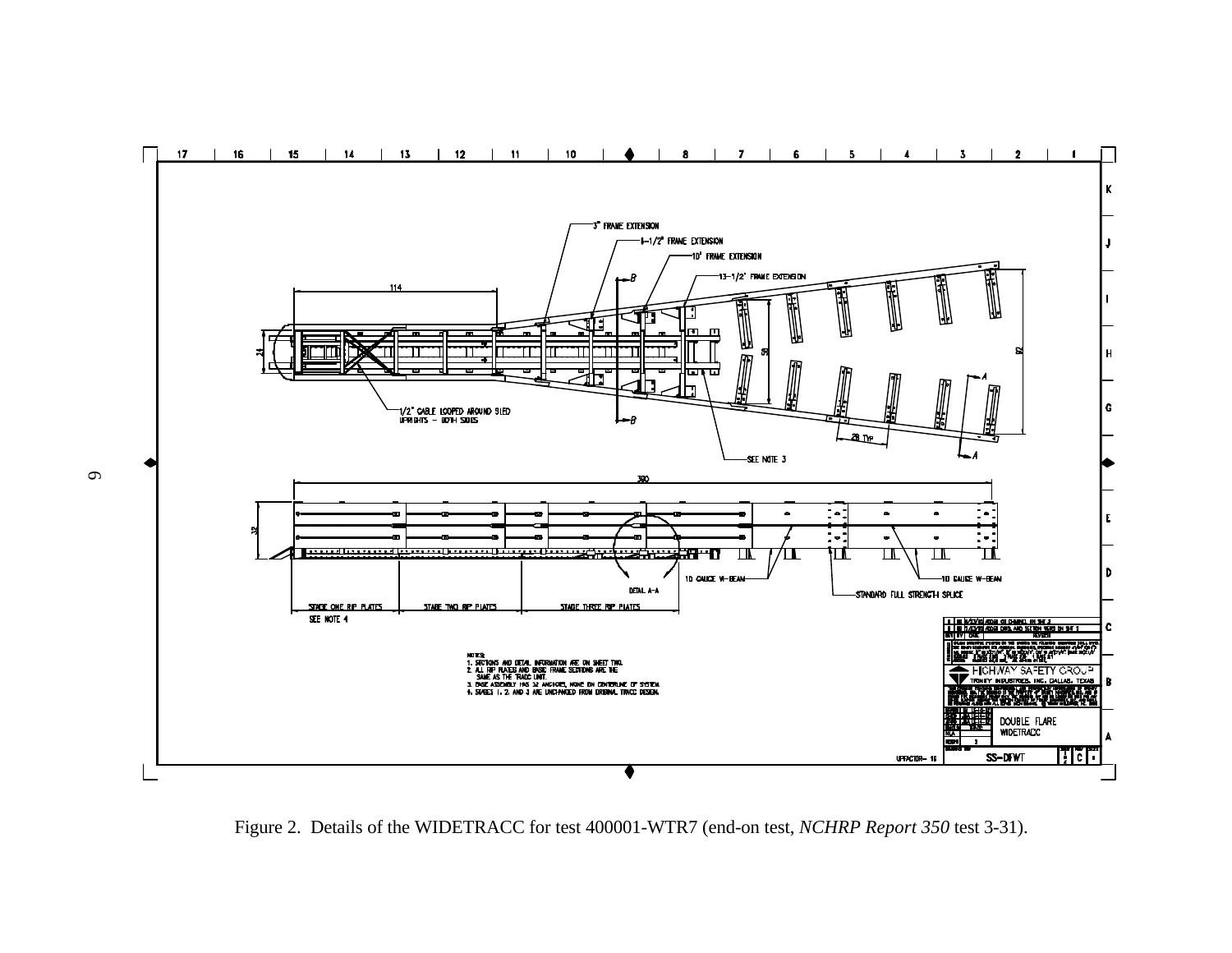Figure 2. Details of the WIDETRACC for test 400001-WTR7 (end-on test, *NCHRP Report 350* test 3-31).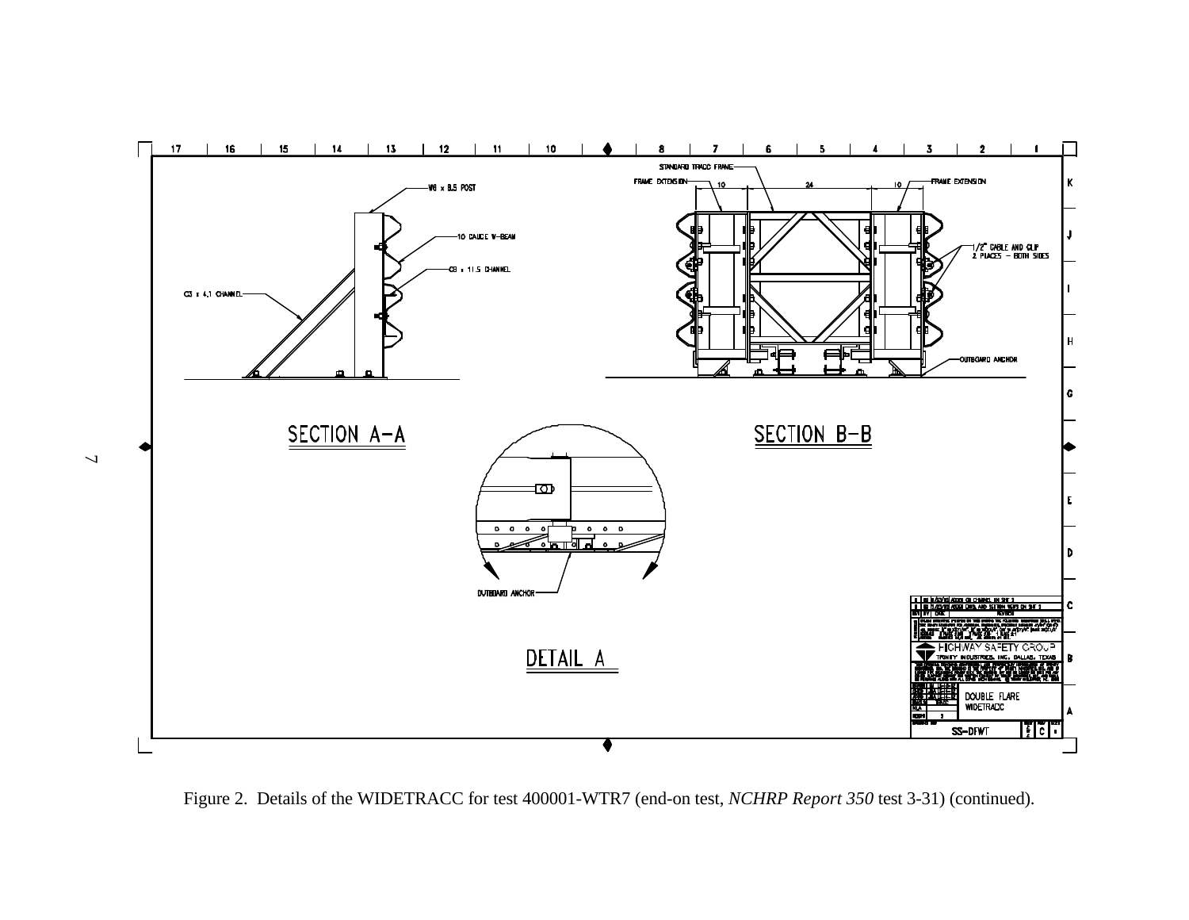Figure 2. Details of the WIDETRACC for test 400001-WTR7 (end-on test, *NCHRP Report 350* test 3-31) (continued).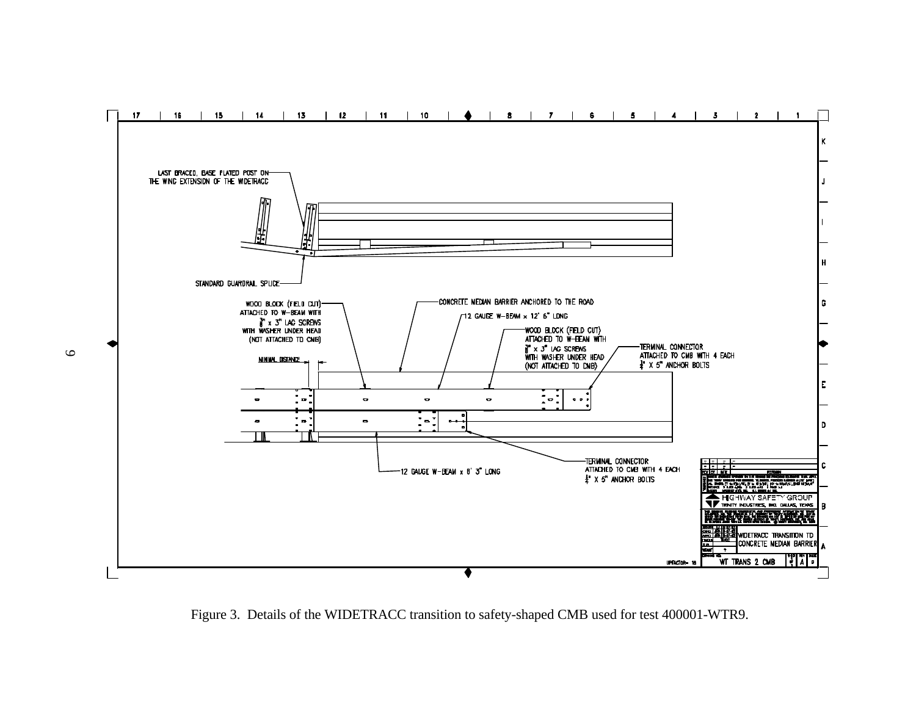LAST BRACED, BASE PLATED POST ON THE WING EXTENSION OF THE WIDETRACC

STANDARD GUARDRAIL SPLICE

WOOD BLOCK (FIELD CUT) ATTACHED TO W-BEAM WITH 3/8" x 3" LAG SCREWS WITH WASHER UNDER HEAD (NOT ATTACHED TO CMB)

CONCRETE MEDIAN BARRIER ANCHORED TO THE ROAD

12 GAUGE W-BEAM x 12' 6" LONG

WOOD BLOCK (FIELD CUT) ATTACHED TO W-BEAM WITH 3/8" x 3" LAG SCREWS WITH WASHER UNDER HEAD (NOT ATTACHED TO CMB)

TERMINAL CONNECTOR ATTACHED TO CMB WITH 4 EACH 3/4" X 5" ANCHOR BOLTS

MINIMAL DISTANCE

12 GAUGE W-BEAM x 6' 3" LONG

TERMINAL CONNECTOR ATTACHED TO CMB WITH 4 EACH 3/4" X 5" ANCHOR BOLTS

HIGHWAY SAFETY GROUP
TRINITY INDUSTRIES, INC. DALLAS, TEXAS

WIDETRACC TRANSITION TO CONCRETE MEDIAN BARRIER

WT TRANS 2 CMB

Figure 3. Details of the WIDETRACC transition to safety-shaped CMB used for test 400001-WTR9.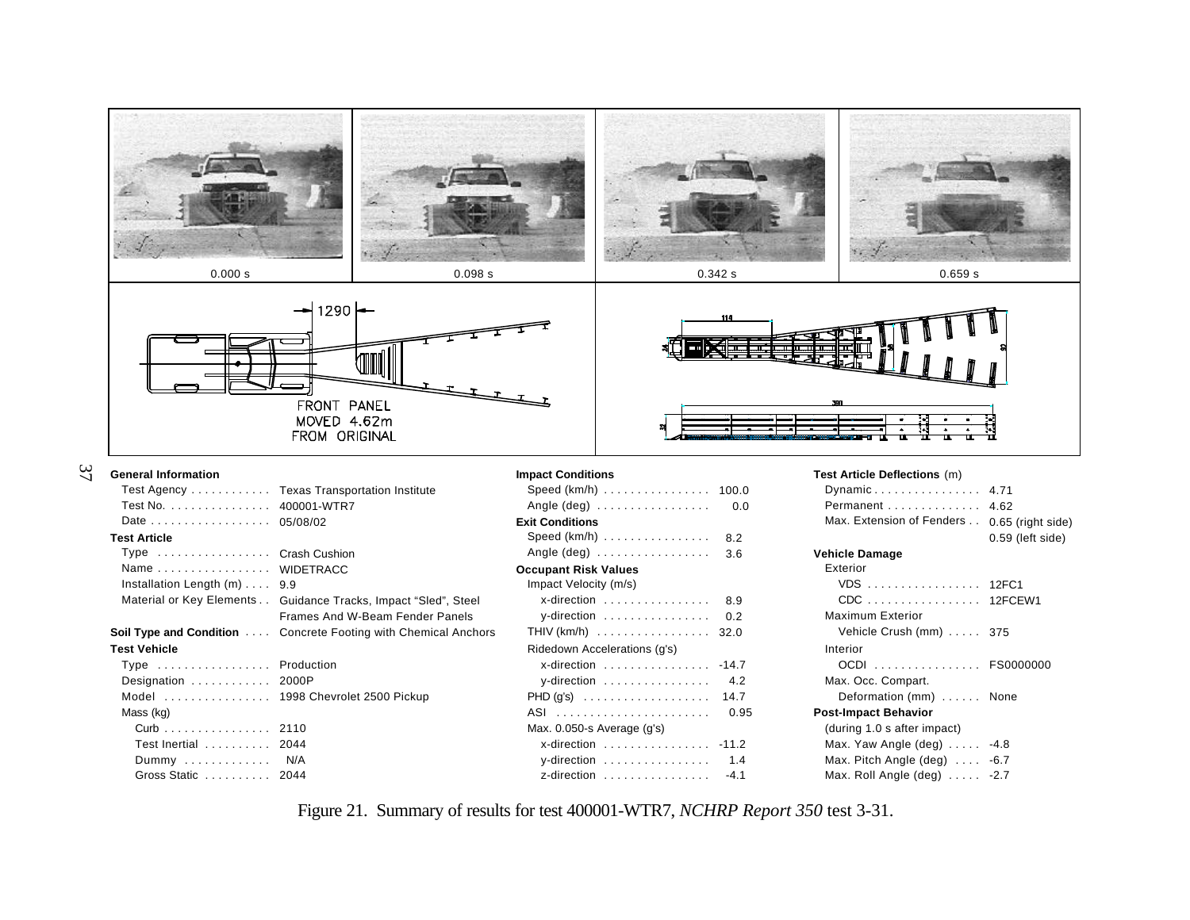0.000 s | 0.098 s | 0.342 s | 0.659 s

1290

FRONT PANEL MOVED 4.62m FROM ORIGINAL

**General Information**

| | |
|---|---|
| Test Agency | Texas Transportation Institute |
| Test No. | 400001-WTR7 |
| Date | 05/08/02 |

**Test Article**

| | |
|---|---|
| Type | Crash Cushion |
| Name | WIDETRACC |
| Installation Length (m) | 9.9 |
| Material or Key Elements | Guidance Tracks, Impact "Sled", Steel Frames And W-Beam Fender Panels |
| **Soil Type and Condition** | Concrete Footing with Chemical Anchors |

**Test Vehicle**

| | |
|---|---|
| Type | Production |
| Designation | 2000P |
| Model | 1998 Chevrolet 2500 Pickup |
| Mass (kg) | |
| Curb | 2110 |
| Test Inertial | 2044 |
| Dummy | N/A |
| Gross Static | 2044 |

**Impact Conditions**

| | |
|---|---|
| Speed (km/h) | 100.0 |
| Angle (deg) | 0.0 |

**Exit Conditions**

| | |
|---|---|
| Speed (km/h) | 8.2 |
| Angle (deg) | 3.6 |

**Occupant Risk Values**

| | |
|---|---|
| Impact Velocity (m/s) | |
| x-direction | 8.9 |
| y-direction | 0.2 |
| THIV (km/h) | 32.0 |
| Ridedown Accelerations (g's) | |
| x-direction | -14.7 |
| y-direction | 4.2 |
| PHD (g's) | 14.7 |
| ASI | 0.95 |
| Max. 0.050-s Average (g's) | |
| x-direction | -11.2 |
| y-direction | 1.4 |
| z-direction | -4.1 |

**Test Article Deflections** (m)

| | |
|---|---|
| Dynamic | 4.71 |
| Permanent | 4.62 |
| Max. Extension of Fenders | 0.65 (right side) 0.59 (left side) |

**Vehicle Damage**

| | |
|---|---|
| Exterior | |
| VDS | 12FC1 |
| CDC | 12FCEW1 |
| Maximum Exterior Vehicle Crush (mm) | 375 |
| Interior | |
| OCDI | FS0000000 |
| Max. Occ. Compart. Deformation (mm) | None |

**Post-Impact Behavior**

| | |
|---|---|
| (during 1.0 s after impact) | |
| Max. Yaw Angle (deg) | -4.8 |
| Max. Pitch Angle (deg) | -6.7 |
| Max. Roll Angle (deg) | -2.7 |

Figure 21. Summary of results for test 400001-WTR7, *NCHRP Report 350* test 3-31.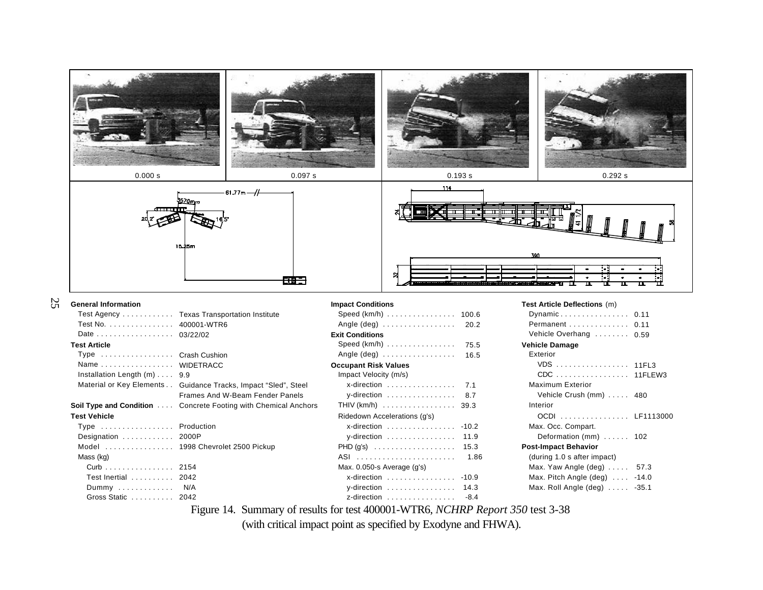| 0.000 s | 0.097 s | 0.193 s | 0.292 s |
|---|---|---|---|

**General Information**

| | |
|---|---|
| Test Agency | Texas Transportation Institute |
| Test No. | 400001-WTR6 |
| Date | 03/22/02 |

**Test Article**

| | |
|---|---|
| Type | Crash Cushion |
| Name | WIDETRACC |
| Installation Length (m) | 9.9 |
| Material or Key Elements | Guidance Tracks, Impact "Sled", Steel Frames And W-Beam Fender Panels |

**Soil Type and Condition** — Concrete Footing with Chemical Anchors

**Test Vehicle**

| | |
|---|---|
| Type | Production |
| Designation | 2000P |
| Model | 1998 Chevrolet 2500 Pickup |
| Mass (kg) | |
| Curb | 2154 |
| Test Inertial | 2042 |
| Dummy | N/A |
| Gross Static | 2042 |

**Impact Conditions**

| | |
|---|---|
| Speed (km/h) | 100.6 |
| Angle (deg) | 20.2 |

**Exit Conditions**

| | |
|---|---|
| Speed (km/h) | 75.5 |
| Angle (deg) | 16.5 |

**Occupant Risk Values**

| | |
|---|---|
| Impact Velocity (m/s) | |
| x-direction | 7.1 |
| y-direction | 8.7 |
| THIV (km/h) | 39.3 |
| Ridedown Accelerations (g's) | |
| x-direction | -10.2 |
| y-direction | 11.9 |
| PHD (g's) | 15.3 |
| ASI | 1.86 |
| Max. 0.050-s Average (g's) | |
| x-direction | -10.9 |
| y-direction | 14.3 |
| z-direction | -8.4 |

**Test Article Deflections** (m)

| | |
|---|---|
| Dynamic | 0.11 |
| Permanent | 0.11 |
| Vehicle Overhang | 0.59 |

**Vehicle Damage**

| | |
|---|---|
| Exterior | |
| VDS | 11FL3 |
| CDC | 11FLEW3 |
| Maximum Exterior Vehicle Crush (mm) | 480 |
| Interior | |
| OCDI | LF1113000 |
| Max. Occ. Compart. Deformation (mm) | 102 |

**Post-Impact Behavior**

| | |
|---|---|
| (during 1.0 s after impact) | |
| Max. Yaw Angle (deg) | 57.3 |
| Max. Pitch Angle (deg) | -14.0 |
| Max. Roll Angle (deg) | -35.1 |

Figure 14. Summary of results for test 400001-WTR6, *NCHRP Report 350* test 3-38 (with critical impact point as specified by Exodyne and FHWA).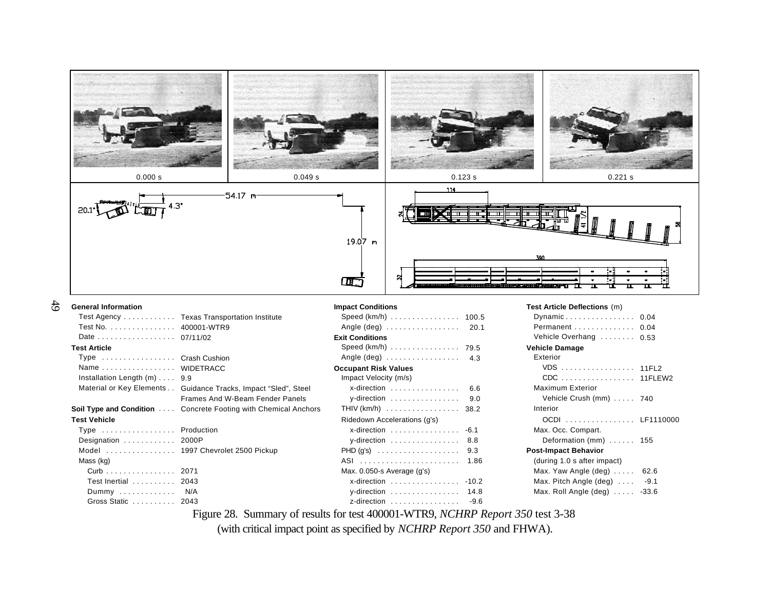0.000 s

0.049 s

0.123 s

0.221 s

20.1°

4.3°

54.17 m

19.07 m

114

24

41 1/2

58

390

32

**General Information**

| | |
|---|---|
| Test Agency | Texas Transportation Institute |
| Test No. | 400001-WTR9 |
| Date | 07/11/02 |

**Test Article**

| | |
|---|---|
| Type | Crash Cushion |
| Name | WIDETRACC |
| Installation Length (m) | 9.9 |
| Material or Key Elements | Guidance Tracks, Impact "Sled", Steel Frames And W-Beam Fender Panels |
| **Soil Type and Condition** | Concrete Footing with Chemical Anchors |

**Test Vehicle**

| | |
|---|---|
| Type | Production |
| Designation | 2000P |
| Model | 1997 Chevrolet 2500 Pickup |
| Mass (kg) | |
| Curb | 2071 |
| Test Inertial | 2043 |
| Dummy | N/A |
| Gross Static | 2043 |

**Impact Conditions**

| | |
|---|---|
| Speed (km/h) | 100.5 |
| Angle (deg) | 20.1 |

**Exit Conditions**

| | |
|---|---|
| Speed (km/h) | 79.5 |
| Angle (deg) | 4.3 |

**Occupant Risk Values**

| | |
|---|---|
| Impact Velocity (m/s) | |
| x-direction | 6.6 |
| y-direction | 9.0 |
| THIV (km/h) | 38.2 |
| Ridedown Accelerations (g's) | |
| x-direction | -6.1 |
| y-direction | 8.8 |
| PHD (g's) | 9.3 |
| ASI | 1.86 |
| Max. 0.050-s Average (g's) | |
| x-direction | -10.2 |
| y-direction | 14.8 |
| z-direction | -9.6 |

**Test Article Deflections** (m)

| | |
|---|---|
| Dynamic | 0.04 |
| Permanent | 0.04 |
| Vehicle Overhang | 0.53 |

**Vehicle Damage**

| | |
|---|---|
| Exterior | |
| VDS | 11FL2 |
| CDC | 11FLEW2 |
| Maximum Exterior Vehicle Crush (mm) | 740 |
| Interior | |
| OCDI | LF1110000 |
| Max. Occ. Compart. Deformation (mm) | 155 |

**Post-Impact Behavior**

| | |
|---|---|
| (during 1.0 s after impact) | |
| Max. Yaw Angle (deg) | 62.6 |
| Max. Pitch Angle (deg) | -9.1 |
| Max. Roll Angle (deg) | -33.6 |

Figure 28. Summary of results for test 400001-WTR9, *NCHRP Report 350* test 3-38 (with critical impact point as specified by *NCHRP Report 350* and FHWA).